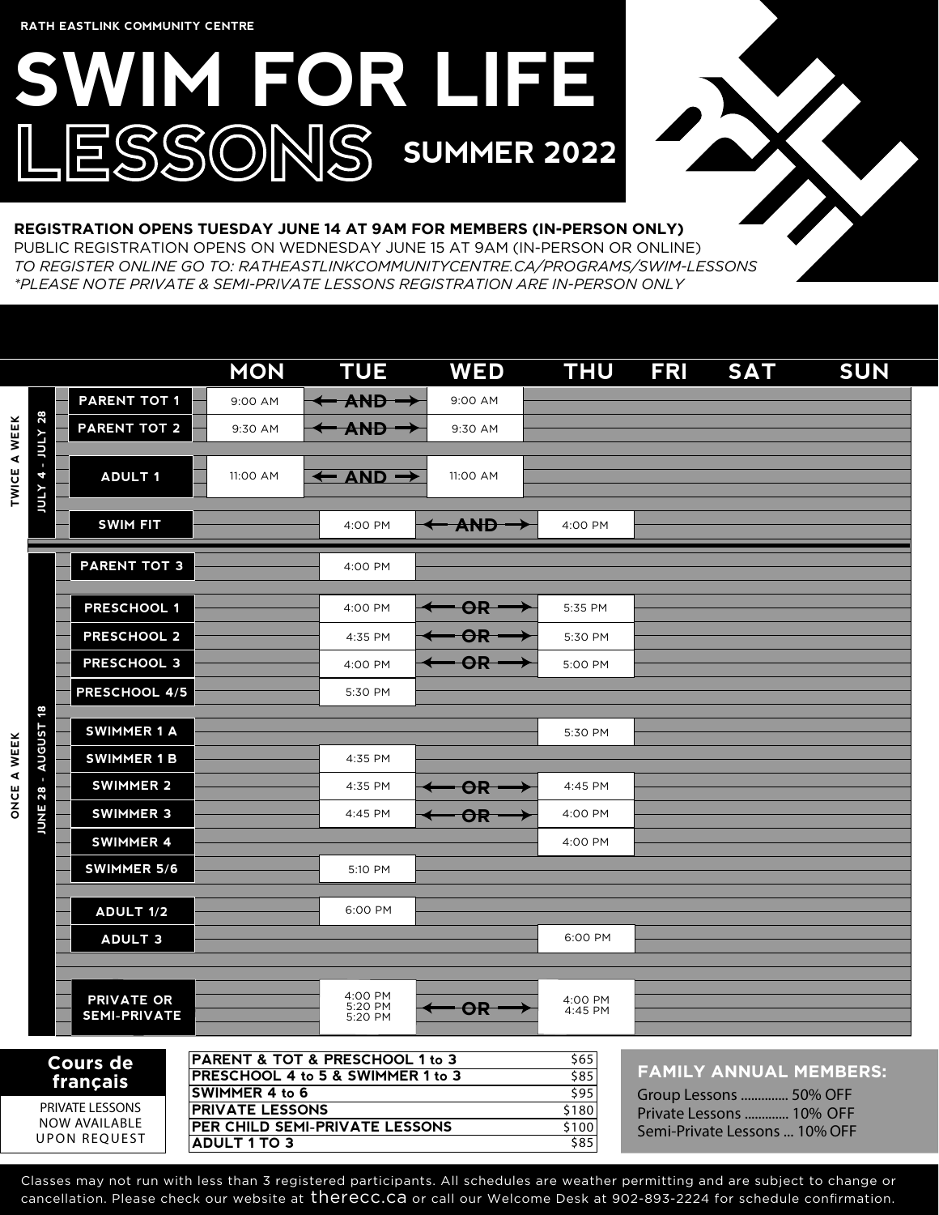RATH EASTLINK COMMUNITY CENTRE

# SWIM FOR LIFE LESSONS SUMMER 2022

**REGISTRATION OPENS TUESDAY JUNE 14 AT 9AM FOR MEMBERS (IN-PERSON ONLY)**
PUBLIC REGISTRATION OPENS ON WEDNESDAY JUNE 15 AT 9AM (IN-PERSON OR ONLINE)
*TO REGISTER ONLINE GO TO: RATHEASTLINKCOMMUNITYCENTRE.CA/PROGRAMS/SWIM-LESSONS*
*\*PLEASE NOTE PRIVATE & SEMI-PRIVATE LESSONS REGISTRATION ARE IN-PERSON ONLY*

| Frequency | Dates | Class | MON | | TUE | | WED | | THU | FRI | SAT | SUN |
|---|---|---|---|---|---|---|---|---|---|---|---|---|
| TWICE A WEEK | JULY 4 - JULY 28 | PARENT TOT 1 | 9:00 AM | ← AND → | | | 9:00 AM | | | | | |
| | | PARENT TOT 2 | 9:30 AM | ← AND → | | | 9:30 AM | | | | | |
| | | ADULT 1 | 11:00 AM | ← AND → | | | 11:00 AM | | | | | |
| | | SWIM FIT | | | 4:00 PM | ← AND → | | | 4:00 PM | | | |
| ONCE A WEEK | JUNE 28 - AUGUST 18 | PARENT TOT 3 | | | 4:00 PM | | | | | | | |
| | | PRESCHOOL 1 | | | 4:00 PM | ← OR → | | | 5:35 PM | | | |
| | | PRESCHOOL 2 | | | 4:35 PM | ← OR → | | | 5:30 PM | | | |
| | | PRESCHOOL 3 | | | 4:00 PM | ← OR → | | | 5:00 PM | | | |
| | | PRESCHOOL 4/5 | | | 5:30 PM | | | | | | | |
| | | SWIMMER 1 A | | | | | | | 5:30 PM | | | |
| | | SWIMMER 1 B | | | 4:35 PM | | | | | | | |
| | | SWIMMER 2 | | | 4:35 PM | ← OR → | | | 4:45 PM | | | |
| | | SWIMMER 3 | | | 4:45 PM | ← OR → | | | 4:00 PM | | | |
| | | SWIMMER 4 | | | | | | | 4:00 PM | | | |
| | | SWIMMER 5/6 | | | 5:10 PM | | | | | | | |
| | | ADULT 1/2 | | | 6:00 PM | | | | | | | |
| | | ADULT 3 | | | | | | | 6:00 PM | | | |
| | | PRIVATE OR SEMI-PRIVATE | | | 4:00 PM 5:20 PM 5:20 PM | ← OR → | | | 4:00 PM 4:45 PM | | | |

**Cours de français**
PRIVATE LESSONS NOW AVAILABLE UPON REQUEST

| Lesson | Price |
|---|---|
| PARENT & TOT & PRESCHOOL 1 to 3 | $65 |
| PRESCHOOL 4 to 5 & SWIMMER 1 to 3 | $85 |
| SWIMMER 4 to 6 | $95 |
| PRIVATE LESSONS | $180 |
| PER CHILD SEMI-PRIVATE LESSONS | $100 |
| ADULT 1 TO 3 | $85 |

**FAMILY ANNUAL MEMBERS:**
Group Lessons .............. 50% OFF
Private Lessons ............. 10% OFF
Semi-Private Lessons ... 10% OFF

Classes may not run with less than 3 registered participants. All schedules are weather permitting and are subject to change or cancellation. Please check our website at therecc.ca or call our Welcome Desk at 902-893-2224 for schedule confirmation.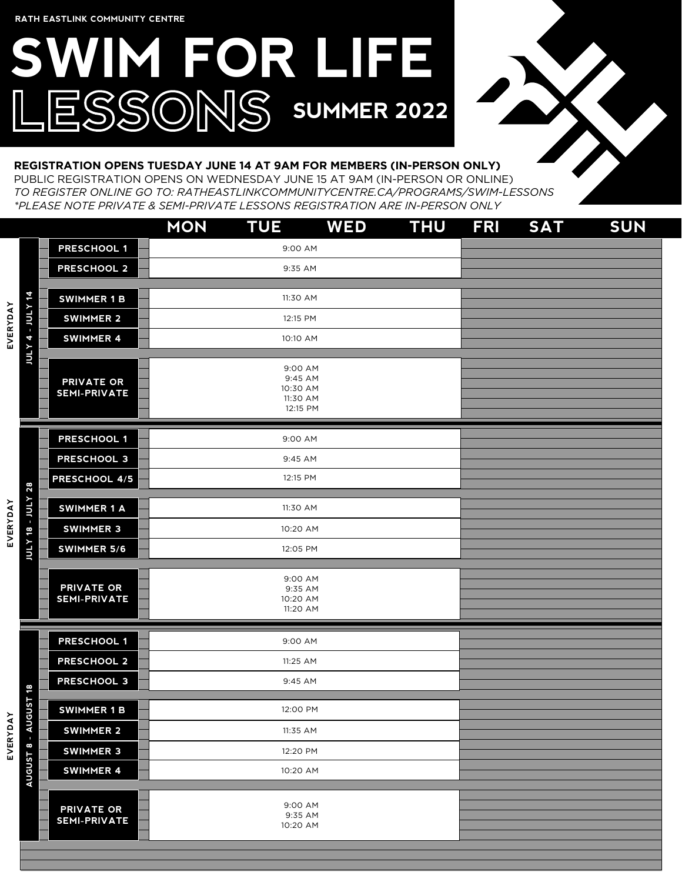RATH EASTLINK COMMUNITY CENTRE

# SWIM FOR LIFE LESSONS

## SUMMER 2022

**REGISTRATION OPENS TUESDAY JUNE 14 AT 9AM FOR MEMBERS (IN-PERSON ONLY)**
PUBLIC REGISTRATION OPENS ON WEDNESDAY JUNE 15 AT 9AM (IN-PERSON OR ONLINE)
*TO REGISTER ONLINE GO TO: RATHEASTLINKCOMMUNITYCENTRE.CA/PROGRAMS/SWIM-LESSONS*
*\*PLEASE NOTE PRIVATE & SEMI-PRIVATE LESSONS REGISTRATION ARE IN-PERSON ONLY*

| | | Program | MON – FRI | SAT | SUN |
|---|---|---|---|---|---|
| EVERYDAY | JULY 4 - JULY 14 | PRESCHOOL 1 | 9:00 AM | | |
| | | PRESCHOOL 2 | 9:35 AM | | |
| | | SWIMMER 1 B | 11:30 AM | | |
| | | SWIMMER 2 | 12:15 PM | | |
| | | SWIMMER 4 | 10:10 AM | | |
| | | PRIVATE OR SEMI-PRIVATE | 9:00 AM<br>9:45 AM<br>10:30 AM<br>11:30 AM<br>12:15 PM | | |
| EVERYDAY | JULY 18 - JULY 28 | PRESCHOOL 1 | 9:00 AM | | |
| | | PRESCHOOL 3 | 9:45 AM | | |
| | | PRESCHOOL 4/5 | 12:15 PM | | |
| | | SWIMMER 1 A | 11:30 AM | | |
| | | SWIMMER 3 | 10:20 AM | | |
| | | SWIMMER 5/6 | 12:05 PM | | |
| | | PRIVATE OR SEMI-PRIVATE | 9:00 AM<br>9:35 AM<br>10:20 AM<br>11:20 AM | | |
| EVERYDAY | AUGUST 8 - AUGUST 18 | PRESCHOOL 1 | 9:00 AM | | |
| | | PRESCHOOL 2 | 11:25 AM | | |
| | | PRESCHOOL 3 | 9:45 AM | | |
| | | SWIMMER 1 B | 12:00 PM | | |
| | | SWIMMER 2 | 11:35 AM | | |
| | | SWIMMER 3 | 12:20 PM | | |
| | | SWIMMER 4 | 10:20 AM | | |
| | | PRIVATE OR SEMI-PRIVATE | 9:00 AM<br>9:35 AM<br>10:20 AM | | |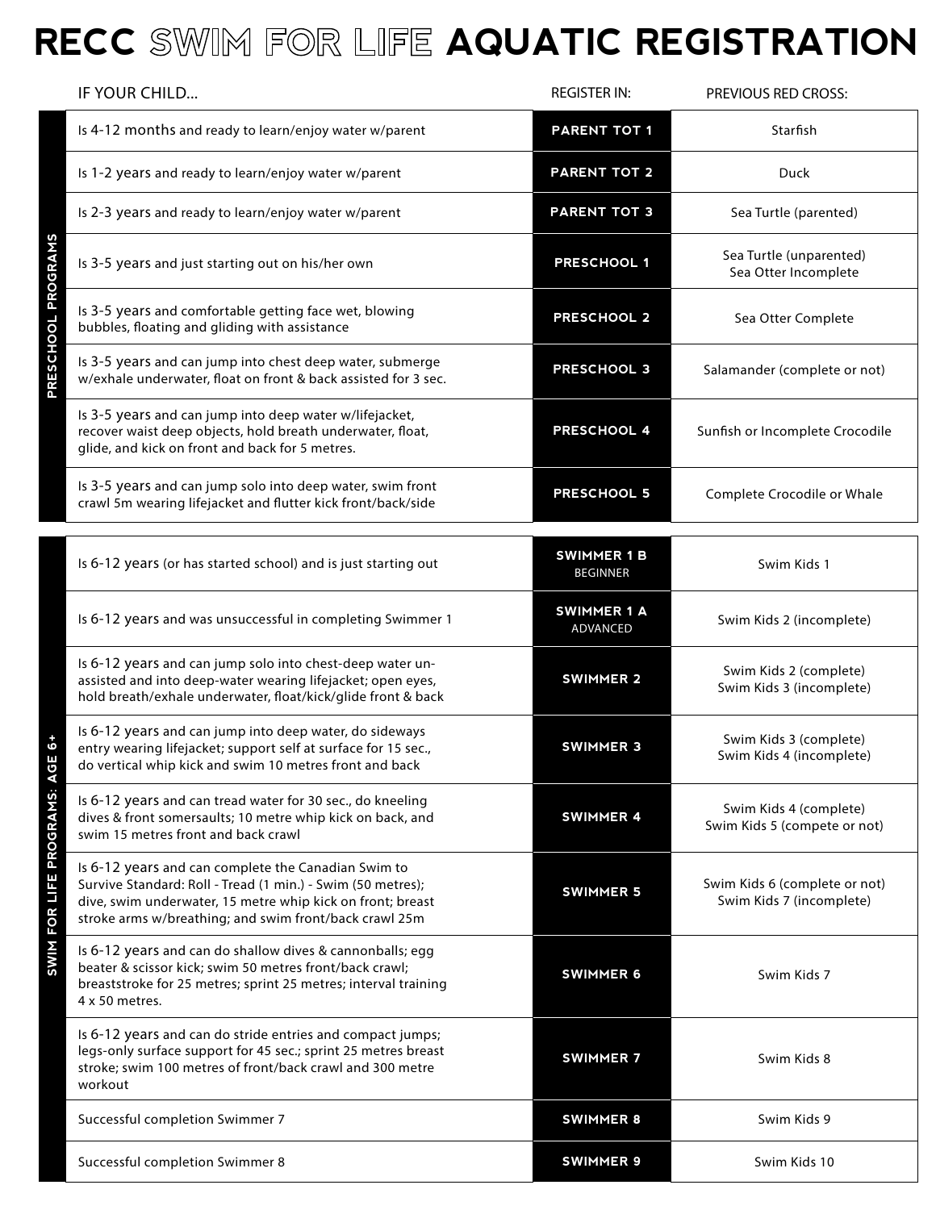# RECC SWIM FOR LIFE AQUATIC REGISTRATION

| | IF YOUR CHILD... | REGISTER IN: | PREVIOUS RED CROSS: |
|---|---|---|---|
| PRESCHOOL PROGRAMS | Is 4-12 months and ready to learn/enjoy water w/parent | **PARENT TOT 1** | Starfish |
| | Is 1-2 years and ready to learn/enjoy water w/parent | **PARENT TOT 2** | Duck |
| | Is 2-3 years and ready to learn/enjoy water w/parent | **PARENT TOT 3** | Sea Turtle (parented) |
| | Is 3-5 years and just starting out on his/her own | **PRESCHOOL 1** | Sea Turtle (unparented)<br>Sea Otter Incomplete |
| | Is 3-5 years and comfortable getting face wet, blowing bubbles, floating and gliding with assistance | **PRESCHOOL 2** | Sea Otter Complete |
| | Is 3-5 years and can jump into chest deep water, submerge w/exhale underwater, float on front & back assisted for 3 sec. | **PRESCHOOL 3** | Salamander (complete or not) |
| | Is 3-5 years and can jump into deep water w/lifejacket, recover waist deep objects, hold breath underwater, float, glide, and kick on front and back for 5 metres. | **PRESCHOOL 4** | Sunfish or Incomplete Crocodile |
| | Is 3-5 years and can jump solo into deep water, swim front crawl 5m wearing lifejacket and flutter kick front/back/side | **PRESCHOOL 5** | Complete Crocodile or Whale |
| SWIM FOR LIFE PROGRAMS: AGE 6+ | Is 6-12 years (or has started school) and is just starting out | **SWIMMER 1 B**<br>BEGINNER | Swim Kids 1 |
| | Is 6-12 years and was unsuccessful in completing Swimmer 1 | **SWIMMER 1 A**<br>ADVANCED | Swim Kids 2 (incomplete) |
| | Is 6-12 years and can jump solo into chest-deep water un-assisted and into deep-water wearing lifejacket; open eyes, hold breath/exhale underwater, float/kick/glide front & back | **SWIMMER 2** | Swim Kids 2 (complete)<br>Swim Kids 3 (incomplete) |
| | Is 6-12 years and can jump into deep water, do sideways entry wearing lifejacket; support self at surface for 15 sec., do vertical whip kick and swim 10 metres front and back | **SWIMMER 3** | Swim Kids 3 (complete)<br>Swim Kids 4 (incomplete) |
| | Is 6-12 years and can tread water for 30 sec., do kneeling dives & front somersaults; 10 metre whip kick on back, and swim 15 metres front and back crawl | **SWIMMER 4** | Swim Kids 4 (complete)<br>Swim Kids 5 (compete or not) |
| | Is 6-12 years and can complete the Canadian Swim to Survive Standard: Roll - Tread (1 min.) - Swim (50 metres); dive, swim underwater, 15 metre whip kick on front; breast stroke arms w/breathing; and swim front/back crawl 25m | **SWIMMER 5** | Swim Kids 6 (complete or not)<br>Swim Kids 7 (incomplete) |
| | Is 6-12 years and can do shallow dives & cannonballs; egg beater & scissor kick; swim 50 metres front/back crawl; breaststroke for 25 metres; sprint 25 metres; interval training 4 x 50 metres. | **SWIMMER 6** | Swim Kids 7 |
| | Is 6-12 years and can do stride entries and compact jumps; legs-only surface support for 45 sec.; sprint 25 metres breast stroke; swim 100 metres of front/back crawl and 300 metre workout | **SWIMMER 7** | Swim Kids 8 |
| | Successful completion Swimmer 7 | **SWIMMER 8** | Swim Kids 9 |
| | Successful completion Swimmer 8 | **SWIMMER 9** | Swim Kids 10 |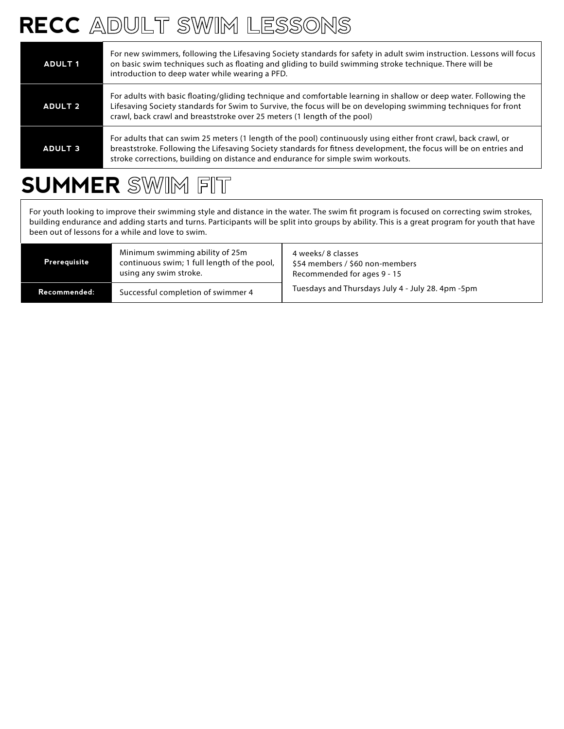# RECC ADULT SWIM LESSONS

| | |
|---|---|
| **ADULT 1** | For new swimmers, following the Lifesaving Society standards for safety in adult swim instruction. Lessons will focus on basic swim techniques such as floating and gliding to build swimming stroke technique. There will be introduction to deep water while wearing a PFD. |
| **ADULT 2** | For adults with basic floating/gliding technique and comfortable learning in shallow or deep water. Following the Lifesaving Society standards for Swim to Survive, the focus will be on developing swimming techniques for front crawl, back crawl and breaststroke over 25 meters (1 length of the pool) |
| **ADULT 3** | For adults that can swim 25 meters (1 length of the pool) continuously using either front crawl, back crawl, or breaststroke. Following the Lifesaving Society standards for fitness development, the focus will be on entries and stroke corrections, building on distance and endurance for simple swim workouts. |

# SUMMER SWIM FIT

For youth looking to improve their swimming style and distance in the water. The swim fit program is focused on correcting swim strokes, building endurance and adding starts and turns. Participants will be split into groups by ability. This is a great program for youth that have been out of lessons for a while and love to swim.

| | | |
|---|---|---|
| **Prerequisite** | Minimum swimming ability of 25m continuous swim; 1 full length of the pool, using any swim stroke. | 4 weeks/ 8 classes<br>$54 members / $60 non-members<br>Recommended for ages 9 - 15 |
| **Recommended:** | Successful completion of swimmer 4 | Tuesdays and Thursdays July 4 - July 28. 4pm -5pm |